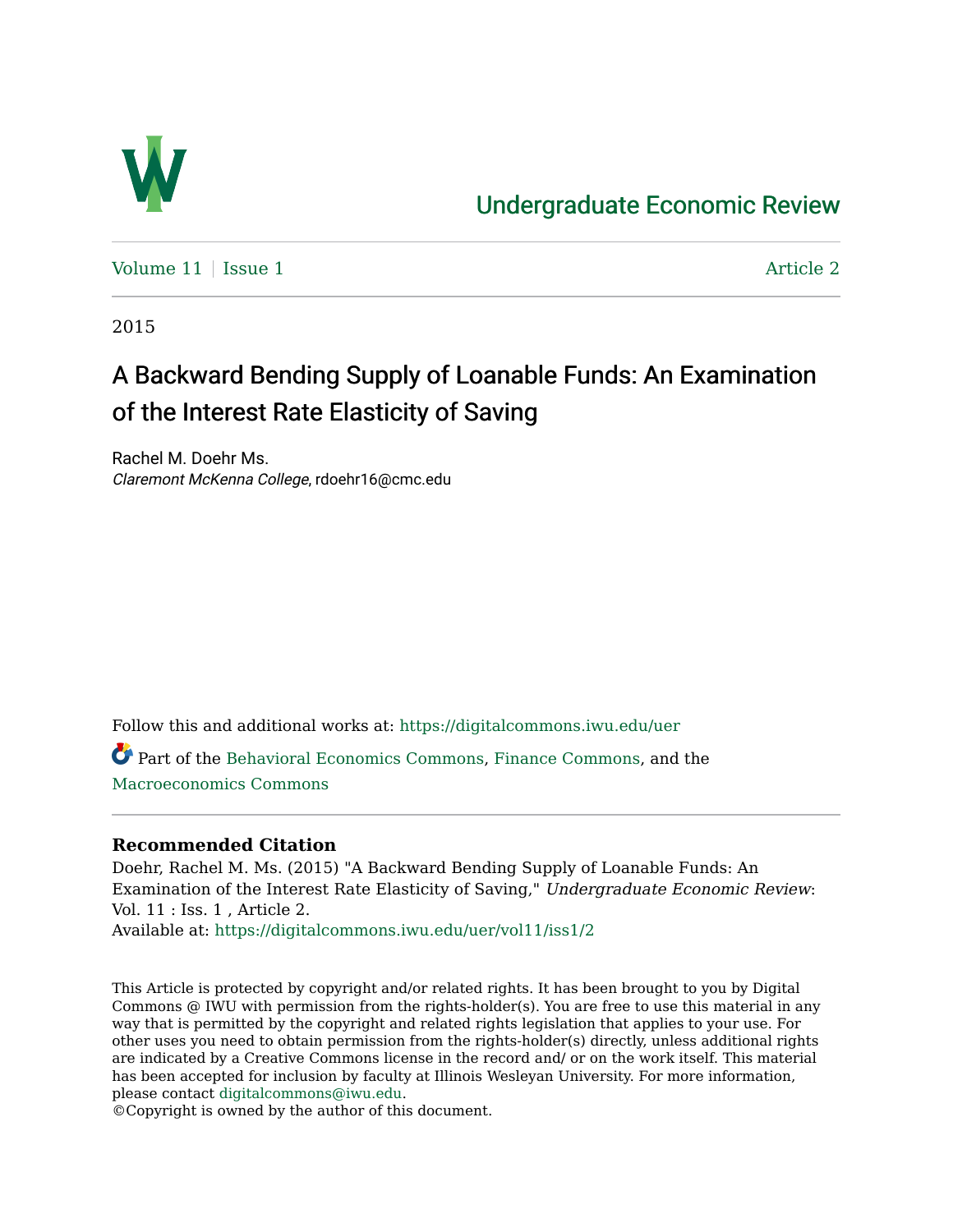# Undergraduate Economic Review

Volume 11 | Issue 1 Article 2

2015

## A Backward Bending Supply of Loanable Funds: An Examination of the Interest Rate Elasticity of Saving

Rachel M. Doehr Ms.
*Claremont McKenna College*, rdoehr16@cmc.edu

Follow this and additional works at: https://digitalcommons.iwu.edu/uer

Part of the Behavioral Economics Commons, Finance Commons, and the Macroeconomics Commons

**Recommended Citation**

Doehr, Rachel M. Ms. (2015) "A Backward Bending Supply of Loanable Funds: An Examination of the Interest Rate Elasticity of Saving," *Undergraduate Economic Review*: Vol. 11 : Iss. 1 , Article 2.
Available at: https://digitalcommons.iwu.edu/uer/vol11/iss1/2

This Article is protected by copyright and/or related rights. It has been brought to you by Digital Commons @ IWU with permission from the rights-holder(s). You are free to use this material in any way that is permitted by the copyright and related rights legislation that applies to your use. For other uses you need to obtain permission from the rights-holder(s) directly, unless additional rights are indicated by a Creative Commons license in the record and/ or on the work itself. This material has been accepted for inclusion by faculty at Illinois Wesleyan University. For more information, please contact digitalcommons@iwu.edu.
©Copyright is owned by the author of this document.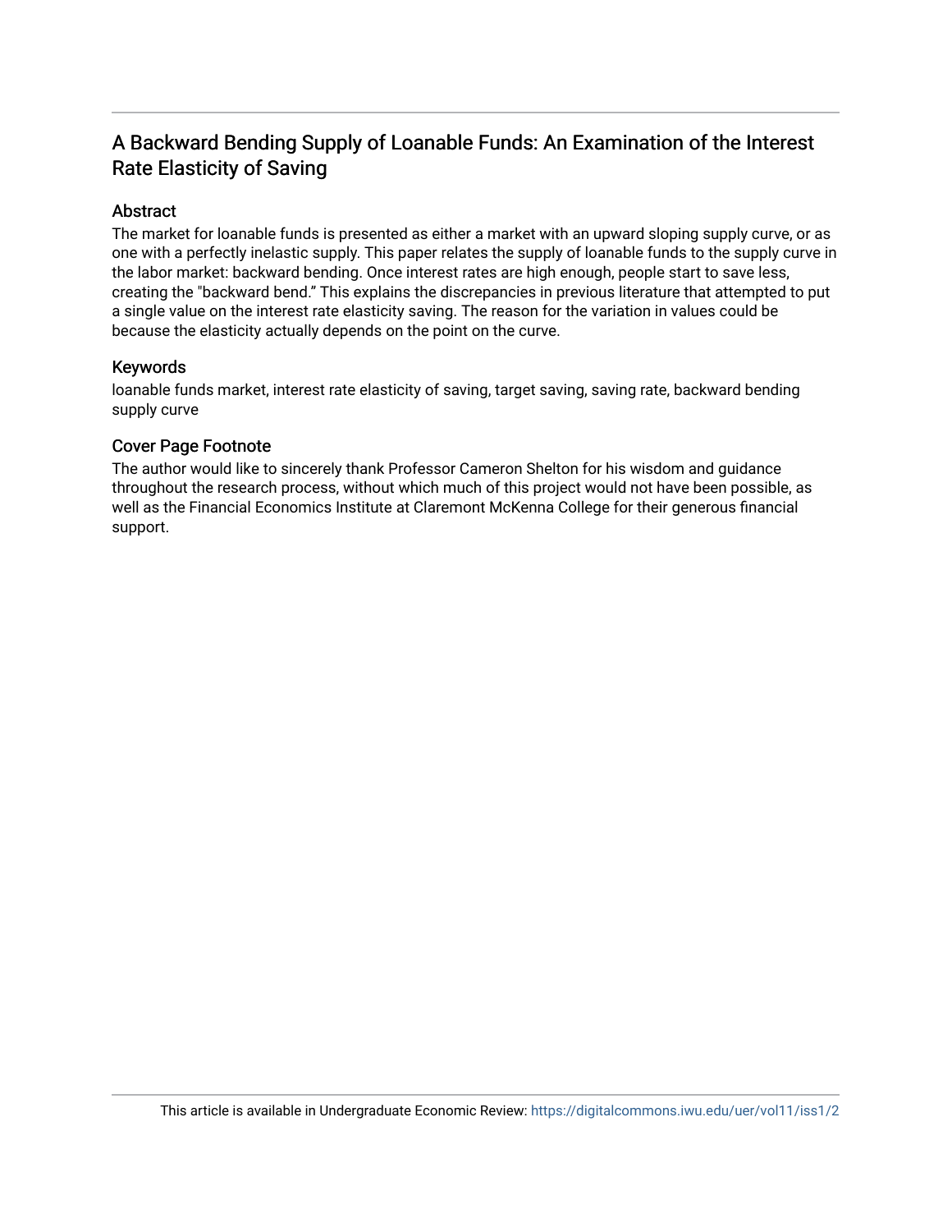# A Backward Bending Supply of Loanable Funds: An Examination of the Interest Rate Elasticity of Saving

## Abstract

The market for loanable funds is presented as either a market with an upward sloping supply curve, or as one with a perfectly inelastic supply. This paper relates the supply of loanable funds to the supply curve in the labor market: backward bending. Once interest rates are high enough, people start to save less, creating the "backward bend." This explains the discrepancies in previous literature that attempted to put a single value on the interest rate elasticity saving. The reason for the variation in values could be because the elasticity actually depends on the point on the curve.

## Keywords

loanable funds market, interest rate elasticity of saving, target saving, saving rate, backward bending supply curve

## Cover Page Footnote

The author would like to sincerely thank Professor Cameron Shelton for his wisdom and guidance throughout the research process, without which much of this project would not have been possible, as well as the Financial Economics Institute at Claremont McKenna College for their generous financial support.

This article is available in Undergraduate Economic Review: https://digitalcommons.iwu.edu/uer/vol11/iss1/2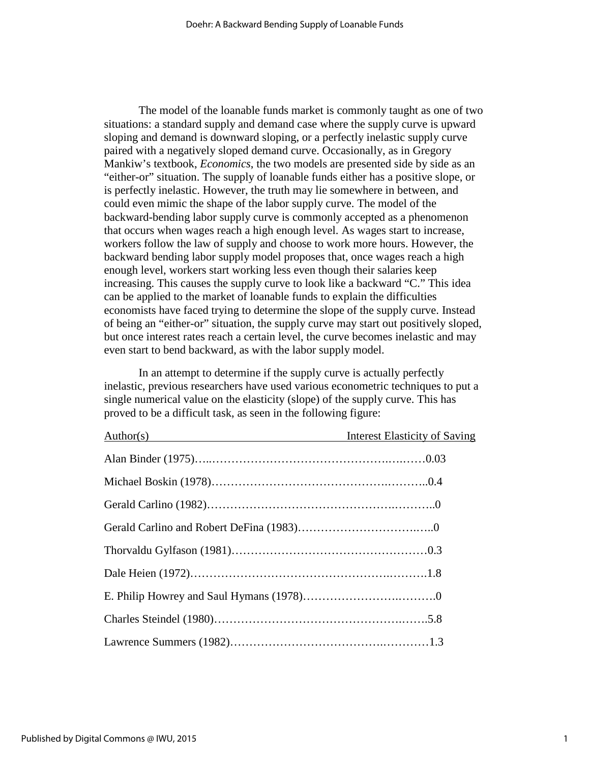The model of the loanable funds market is commonly taught as one of two situations: a standard supply and demand case where the supply curve is upward sloping and demand is downward sloping, or a perfectly inelastic supply curve paired with a negatively sloped demand curve. Occasionally, as in Gregory Mankiw's textbook, *Economics*, the two models are presented side by side as an "either-or" situation. The supply of loanable funds either has a positive slope, or is perfectly inelastic. However, the truth may lie somewhere in between, and could even mimic the shape of the labor supply curve. The model of the backward-bending labor supply curve is commonly accepted as a phenomenon that occurs when wages reach a high enough level. As wages start to increase, workers follow the law of supply and choose to work more hours. However, the backward bending labor supply model proposes that, once wages reach a high enough level, workers start working less even though their salaries keep increasing. This causes the supply curve to look like a backward "C." This idea can be applied to the market of loanable funds to explain the difficulties economists have faced trying to determine the slope of the supply curve. Instead of being an "either-or" situation, the supply curve may start out positively sloped, but once interest rates reach a certain level, the curve becomes inelastic and may even start to bend backward, as with the labor supply model.

In an attempt to determine if the supply curve is actually perfectly inelastic, previous researchers have used various econometric techniques to put a single numerical value on the elasticity (slope) of the supply curve. This has proved to be a difficult task, as seen in the following figure:

| Author(s) | Interest Elasticity of Saving |
|---|---|
| Alan Binder (1975) | 0.03 |
| Michael Boskin (1978) | 0.4 |
| Gerald Carlino (1982) | 0 |
| Gerald Carlino and Robert DeFina (1983) | 0 |
| Thorvaldu Gylfason (1981) | 0.3 |
| Dale Heien (1972) | 1.8 |
| E. Philip Howrey and Saul Hymans (1978) | 0 |
| Charles Steindel (1980) | 5.8 |
| Lawrence Summers (1982) | 1.3 |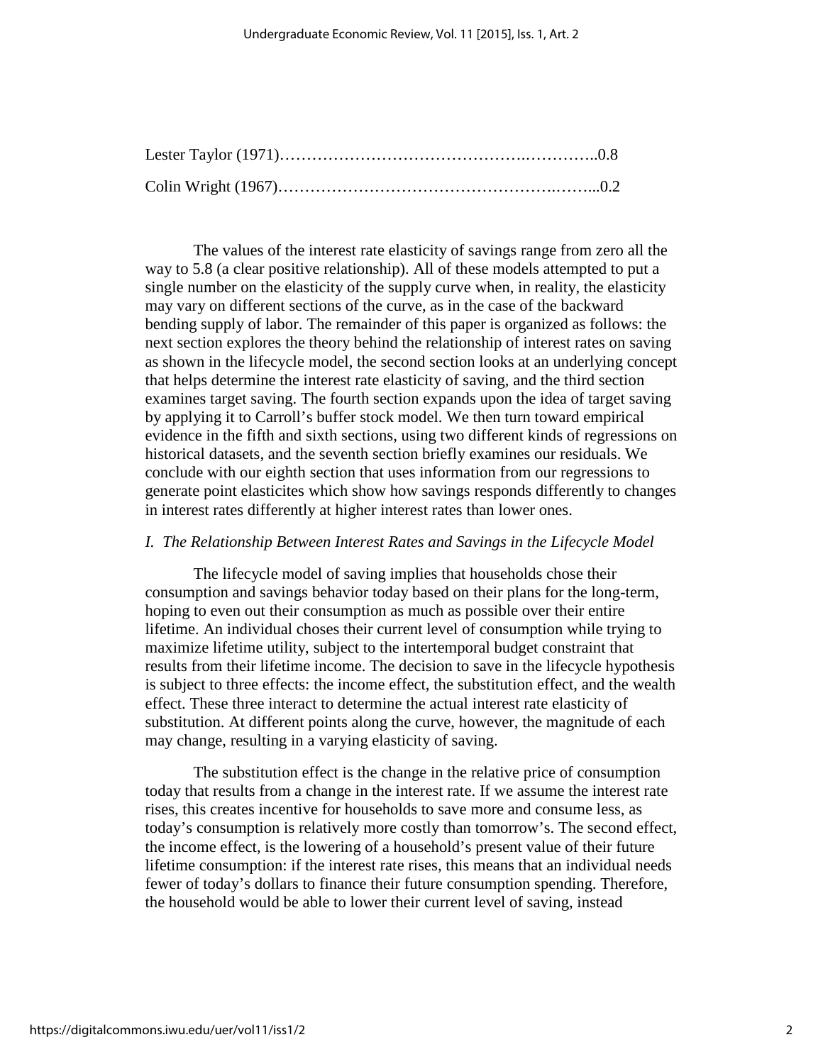Lester Taylor (1971)……………………………………….…………..0.8

Colin Wright (1967)……………………………………………….……...0.2

The values of the interest rate elasticity of savings range from zero all the way to 5.8 (a clear positive relationship). All of these models attempted to put a single number on the elasticity of the supply curve when, in reality, the elasticity may vary on different sections of the curve, as in the case of the backward bending supply of labor. The remainder of this paper is organized as follows: the next section explores the theory behind the relationship of interest rates on saving as shown in the lifecycle model, the second section looks at an underlying concept that helps determine the interest rate elasticity of saving, and the third section examines target saving. The fourth section expands upon the idea of target saving by applying it to Carroll's buffer stock model. We then turn toward empirical evidence in the fifth and sixth sections, using two different kinds of regressions on historical datasets, and the seventh section briefly examines our residuals. We conclude with our eighth section that uses information from our regressions to generate point elasticites which show how savings responds differently to changes in interest rates differently at higher interest rates than lower ones.

## *I. The Relationship Between Interest Rates and Savings in the Lifecycle Model*

The lifecycle model of saving implies that households chose their consumption and savings behavior today based on their plans for the long-term, hoping to even out their consumption as much as possible over their entire lifetime. An individual choses their current level of consumption while trying to maximize lifetime utility, subject to the intertemporal budget constraint that results from their lifetime income. The decision to save in the lifecycle hypothesis is subject to three effects: the income effect, the substitution effect, and the wealth effect. These three interact to determine the actual interest rate elasticity of substitution. At different points along the curve, however, the magnitude of each may change, resulting in a varying elasticity of saving.

The substitution effect is the change in the relative price of consumption today that results from a change in the interest rate. If we assume the interest rate rises, this creates incentive for households to save more and consume less, as today's consumption is relatively more costly than tomorrow's. The second effect, the income effect, is the lowering of a household's present value of their future lifetime consumption: if the interest rate rises, this means that an individual needs fewer of today's dollars to finance their future consumption spending. Therefore, the household would be able to lower their current level of saving, instead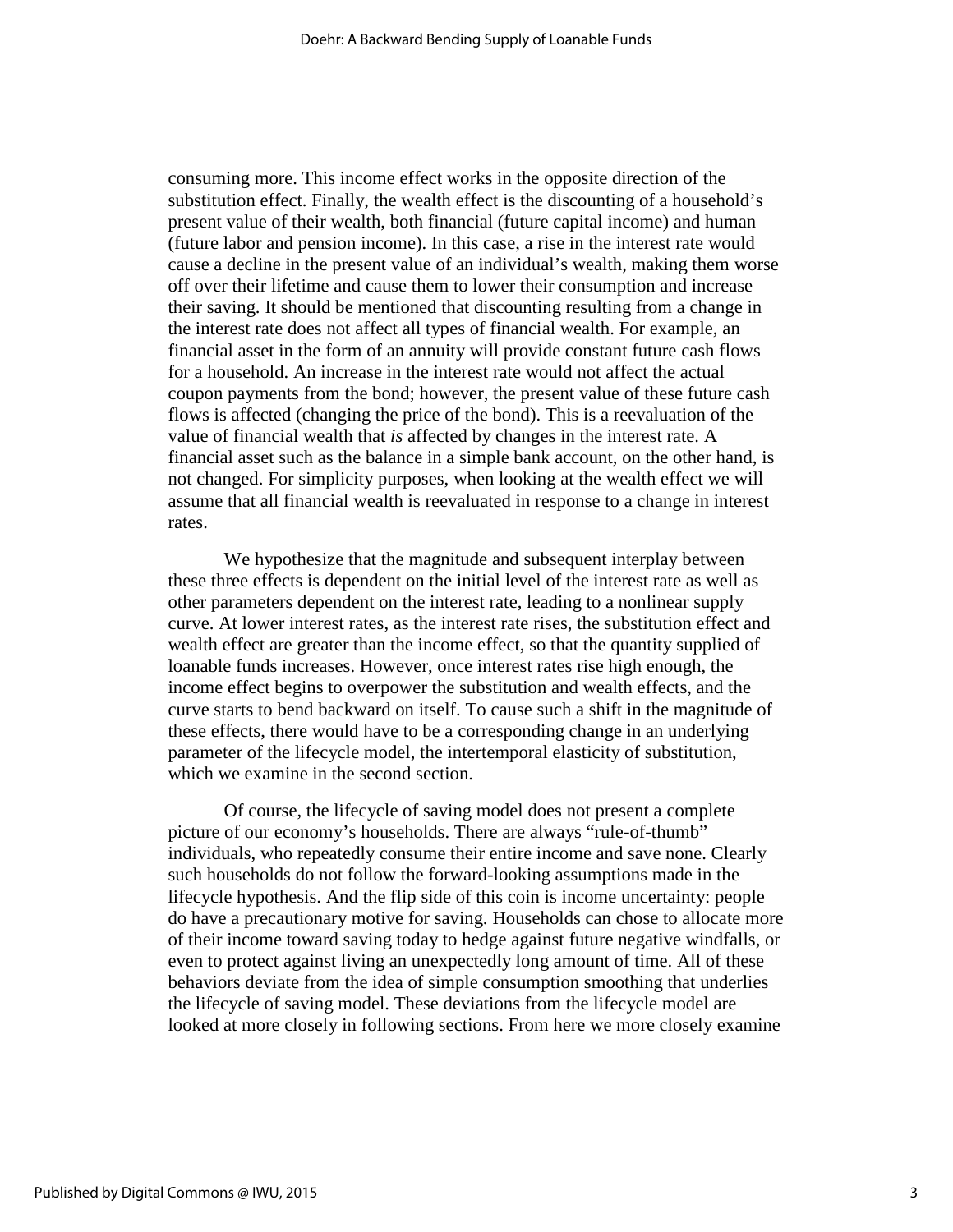consuming more. This income effect works in the opposite direction of the substitution effect. Finally, the wealth effect is the discounting of a household's present value of their wealth, both financial (future capital income) and human (future labor and pension income). In this case, a rise in the interest rate would cause a decline in the present value of an individual's wealth, making them worse off over their lifetime and cause them to lower their consumption and increase their saving. It should be mentioned that discounting resulting from a change in the interest rate does not affect all types of financial wealth. For example, an financial asset in the form of an annuity will provide constant future cash flows for a household. An increase in the interest rate would not affect the actual coupon payments from the bond; however, the present value of these future cash flows is affected (changing the price of the bond). This is a reevaluation of the value of financial wealth that *is* affected by changes in the interest rate. A financial asset such as the balance in a simple bank account, on the other hand, is not changed. For simplicity purposes, when looking at the wealth effect we will assume that all financial wealth is reevaluated in response to a change in interest rates.

We hypothesize that the magnitude and subsequent interplay between these three effects is dependent on the initial level of the interest rate as well as other parameters dependent on the interest rate, leading to a nonlinear supply curve. At lower interest rates, as the interest rate rises, the substitution effect and wealth effect are greater than the income effect, so that the quantity supplied of loanable funds increases. However, once interest rates rise high enough, the income effect begins to overpower the substitution and wealth effects, and the curve starts to bend backward on itself. To cause such a shift in the magnitude of these effects, there would have to be a corresponding change in an underlying parameter of the lifecycle model, the intertemporal elasticity of substitution, which we examine in the second section.

Of course, the lifecycle of saving model does not present a complete picture of our economy's households. There are always "rule-of-thumb" individuals, who repeatedly consume their entire income and save none. Clearly such households do not follow the forward-looking assumptions made in the lifecycle hypothesis. And the flip side of this coin is income uncertainty: people do have a precautionary motive for saving. Households can chose to allocate more of their income toward saving today to hedge against future negative windfalls, or even to protect against living an unexpectedly long amount of time. All of these behaviors deviate from the idea of simple consumption smoothing that underlies the lifecycle of saving model. These deviations from the lifecycle model are looked at more closely in following sections. From here we more closely examine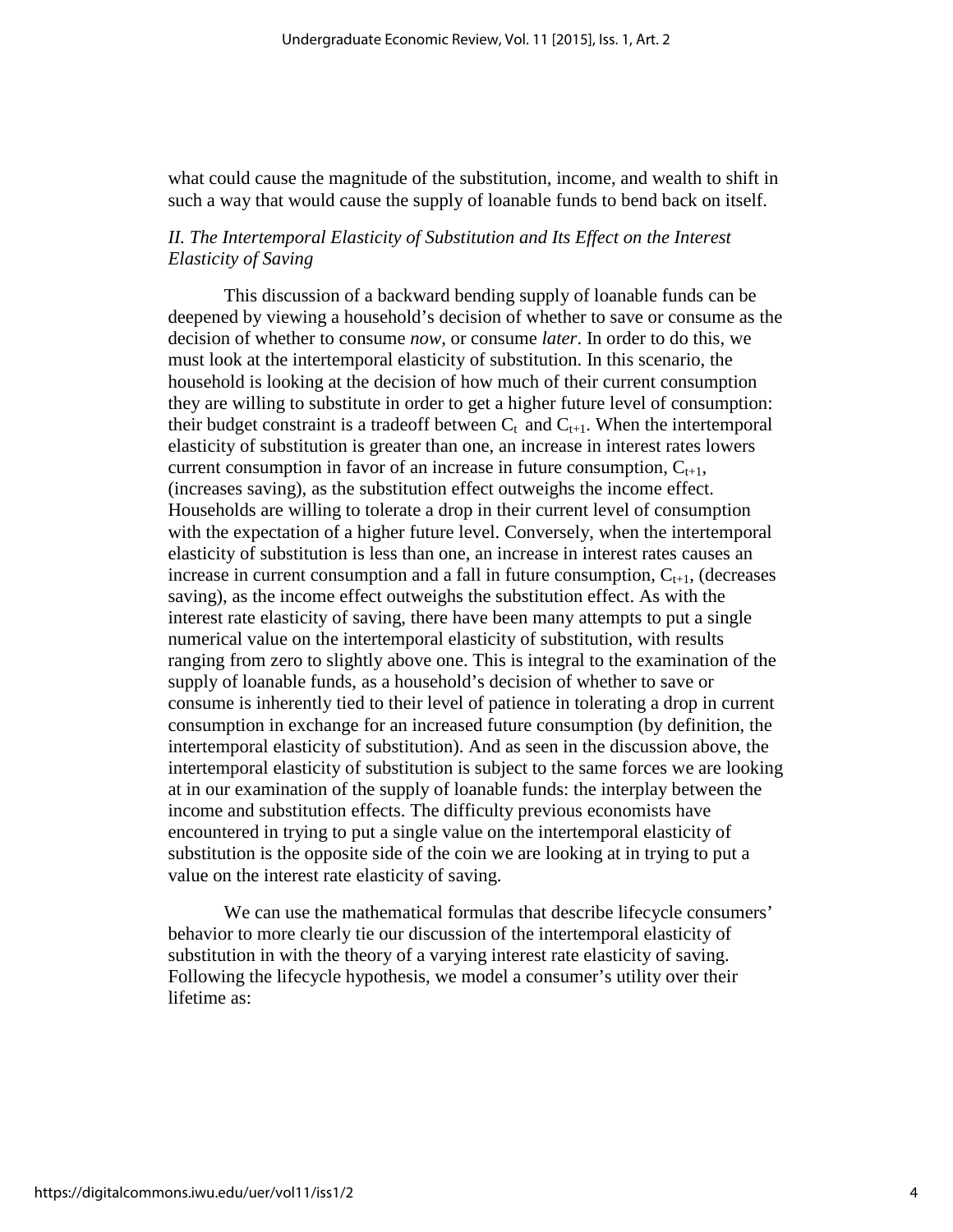what could cause the magnitude of the substitution, income, and wealth to shift in such a way that would cause the supply of loanable funds to bend back on itself.

### *II. The Intertemporal Elasticity of Substitution and Its Effect on the Interest Elasticity of Saving*

This discussion of a backward bending supply of loanable funds can be deepened by viewing a household's decision of whether to save or consume as the decision of whether to consume *now*, or consume *later*. In order to do this, we must look at the intertemporal elasticity of substitution. In this scenario, the household is looking at the decision of how much of their current consumption they are willing to substitute in order to get a higher future level of consumption: their budget constraint is a tradeoff between $C_t$ and $C_{t+1}$. When the intertemporal elasticity of substitution is greater than one, an increase in interest rates lowers current consumption in favor of an increase in future consumption, $C_{t+1}$, (increases saving), as the substitution effect outweighs the income effect. Households are willing to tolerate a drop in their current level of consumption with the expectation of a higher future level. Conversely, when the intertemporal elasticity of substitution is less than one, an increase in interest rates causes an increase in current consumption and a fall in future consumption, $C_{t+1}$, (decreases saving), as the income effect outweighs the substitution effect. As with the interest rate elasticity of saving, there have been many attempts to put a single numerical value on the intertemporal elasticity of substitution, with results ranging from zero to slightly above one. This is integral to the examination of the supply of loanable funds, as a household's decision of whether to save or consume is inherently tied to their level of patience in tolerating a drop in current consumption in exchange for an increased future consumption (by definition, the intertemporal elasticity of substitution). And as seen in the discussion above, the intertemporal elasticity of substitution is subject to the same forces we are looking at in our examination of the supply of loanable funds: the interplay between the income and substitution effects. The difficulty previous economists have encountered in trying to put a single value on the intertemporal elasticity of substitution is the opposite side of the coin we are looking at in trying to put a value on the interest rate elasticity of saving.

We can use the mathematical formulas that describe lifecycle consumers' behavior to more clearly tie our discussion of the intertemporal elasticity of substitution in with the theory of a varying interest rate elasticity of saving. Following the lifecycle hypothesis, we model a consumer's utility over their lifetime as: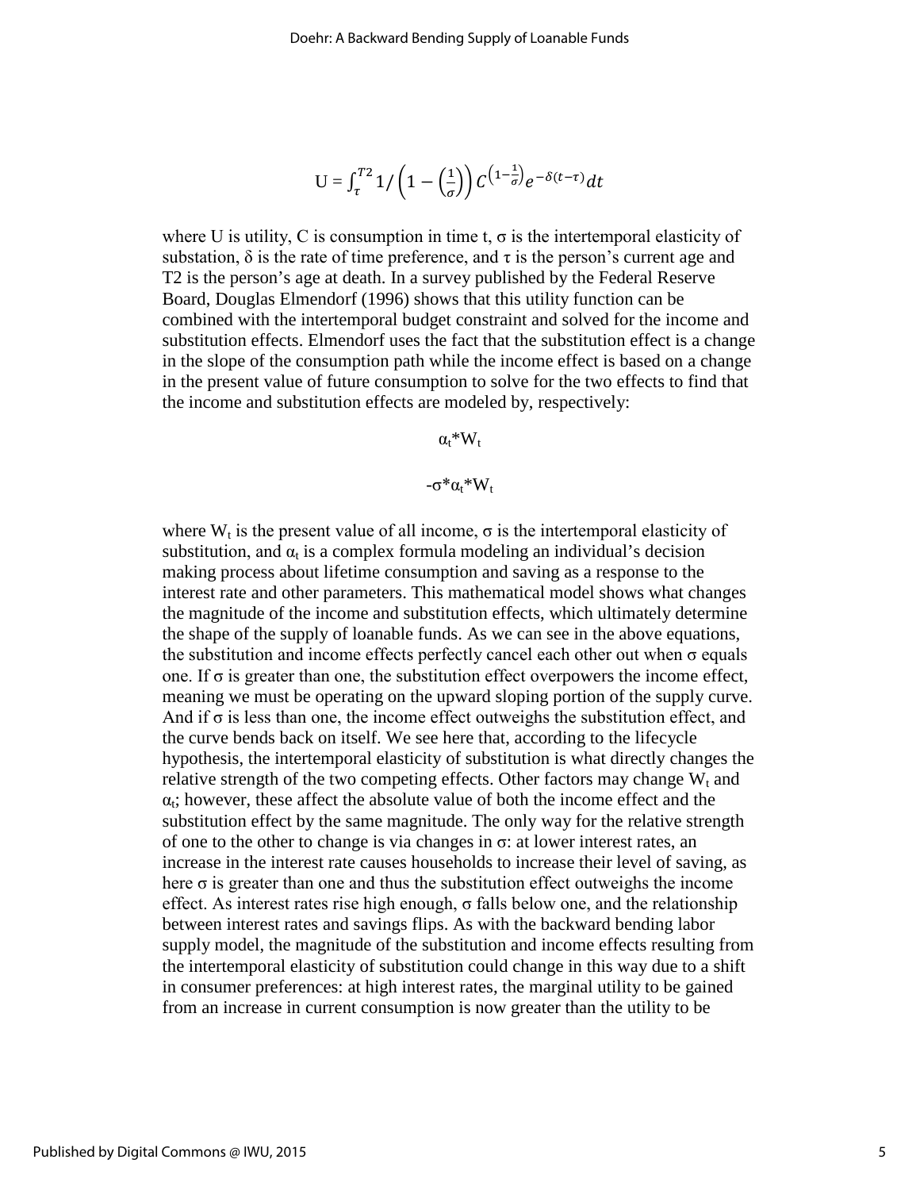$$U = \int_{\tau}^{T2} 1/\left(1 - \left(\frac{1}{\sigma}\right)\right) C^{\left(1-\frac{1}{\sigma}\right)} e^{-\delta(t-\tau)} dt$$

where U is utility, C is consumption in time t, $\sigma$ is the intertemporal elasticity of substation, $\delta$ is the rate of time preference, and $\tau$ is the person's current age and T2 is the person's age at death. In a survey published by the Federal Reserve Board, Douglas Elmendorf (1996) shows that this utility function can be combined with the intertemporal budget constraint and solved for the income and substitution effects. Elmendorf uses the fact that the substitution effect is a change in the slope of the consumption path while the income effect is based on a change in the present value of future consumption to solve for the two effects to find that the income and substitution effects are modeled by, respectively:

$$\alpha_t * W_t$$

$$-\sigma * \alpha_t * W_t$$

where $W_t$ is the present value of all income, $\sigma$ is the intertemporal elasticity of substitution, and $\alpha_t$ is a complex formula modeling an individual's decision making process about lifetime consumption and saving as a response to the interest rate and other parameters. This mathematical model shows what changes the magnitude of the income and substitution effects, which ultimately determine the shape of the supply of loanable funds. As we can see in the above equations, the substitution and income effects perfectly cancel each other out when $\sigma$ equals one. If $\sigma$ is greater than one, the substitution effect overpowers the income effect, meaning we must be operating on the upward sloping portion of the supply curve. And if $\sigma$ is less than one, the income effect outweighs the substitution effect, and the curve bends back on itself. We see here that, according to the lifecycle hypothesis, the intertemporal elasticity of substitution is what directly changes the relative strength of the two competing effects. Other factors may change $W_t$ and $\alpha_t$; however, these affect the absolute value of both the income effect and the substitution effect by the same magnitude. The only way for the relative strength of one to the other to change is via changes in $\sigma$: at lower interest rates, an increase in the interest rate causes households to increase their level of saving, as here $\sigma$ is greater than one and thus the substitution effect outweighs the income effect. As interest rates rise high enough, $\sigma$ falls below one, and the relationship between interest rates and savings flips. As with the backward bending labor supply model, the magnitude of the substitution and income effects resulting from the intertemporal elasticity of substitution could change in this way due to a shift in consumer preferences: at high interest rates, the marginal utility to be gained from an increase in current consumption is now greater than the utility to be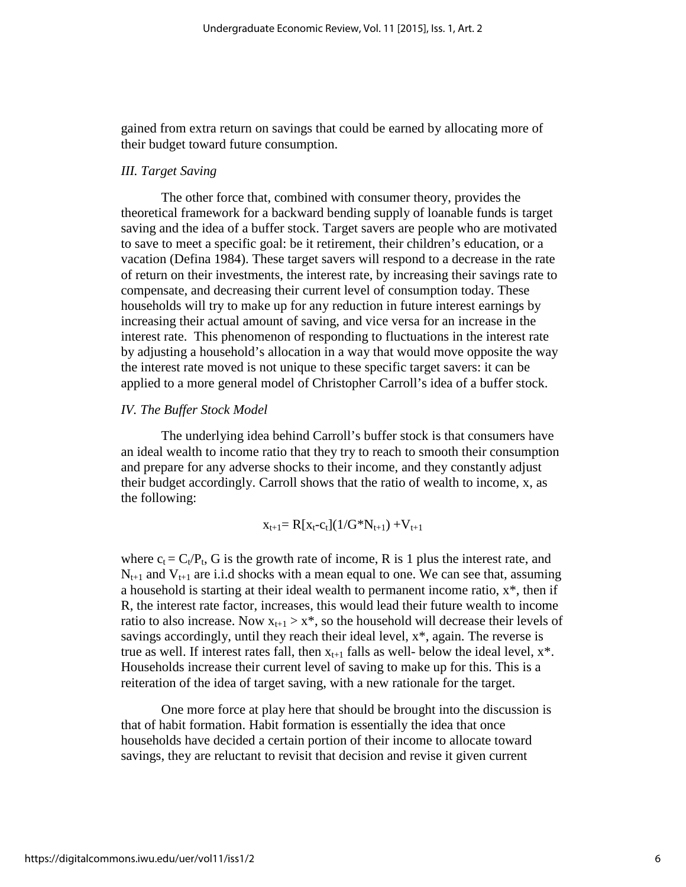gained from extra return on savings that could be earned by allocating more of their budget toward future consumption.

### *III. Target Saving*

The other force that, combined with consumer theory, provides the theoretical framework for a backward bending supply of loanable funds is target saving and the idea of a buffer stock. Target savers are people who are motivated to save to meet a specific goal: be it retirement, their children's education, or a vacation (Defina 1984). These target savers will respond to a decrease in the rate of return on their investments, the interest rate, by increasing their savings rate to compensate, and decreasing their current level of consumption today. These households will try to make up for any reduction in future interest earnings by increasing their actual amount of saving, and vice versa for an increase in the interest rate. This phenomenon of responding to fluctuations in the interest rate by adjusting a household's allocation in a way that would move opposite the way the interest rate moved is not unique to these specific target savers: it can be applied to a more general model of Christopher Carroll's idea of a buffer stock.

### *IV. The Buffer Stock Model*

The underlying idea behind Carroll's buffer stock is that consumers have an ideal wealth to income ratio that they try to reach to smooth their consumption and prepare for any adverse shocks to their income, and they constantly adjust their budget accordingly. Carroll shows that the ratio of wealth to income, x, as the following:

$$x_{t+1} = R[x_t - c_t](1/G*N_{t+1}) + V_{t+1}$$

where $c_t = C_t/P_t$, G is the growth rate of income, R is 1 plus the interest rate, and $N_{t+1}$ and $V_{t+1}$ are i.i.d shocks with a mean equal to one. We can see that, assuming a household is starting at their ideal wealth to permanent income ratio, $x^*$, then if R, the interest rate factor, increases, this would lead their future wealth to income ratio to also increase. Now $x_{t+1} > x^*$, so the household will decrease their levels of savings accordingly, until they reach their ideal level, $x^*$, again. The reverse is true as well. If interest rates fall, then $x_{t+1}$ falls as well- below the ideal level, $x^*$. Households increase their current level of saving to make up for this. This is a reiteration of the idea of target saving, with a new rationale for the target.

One more force at play here that should be brought into the discussion is that of habit formation. Habit formation is essentially the idea that once households have decided a certain portion of their income to allocate toward savings, they are reluctant to revisit that decision and revise it given current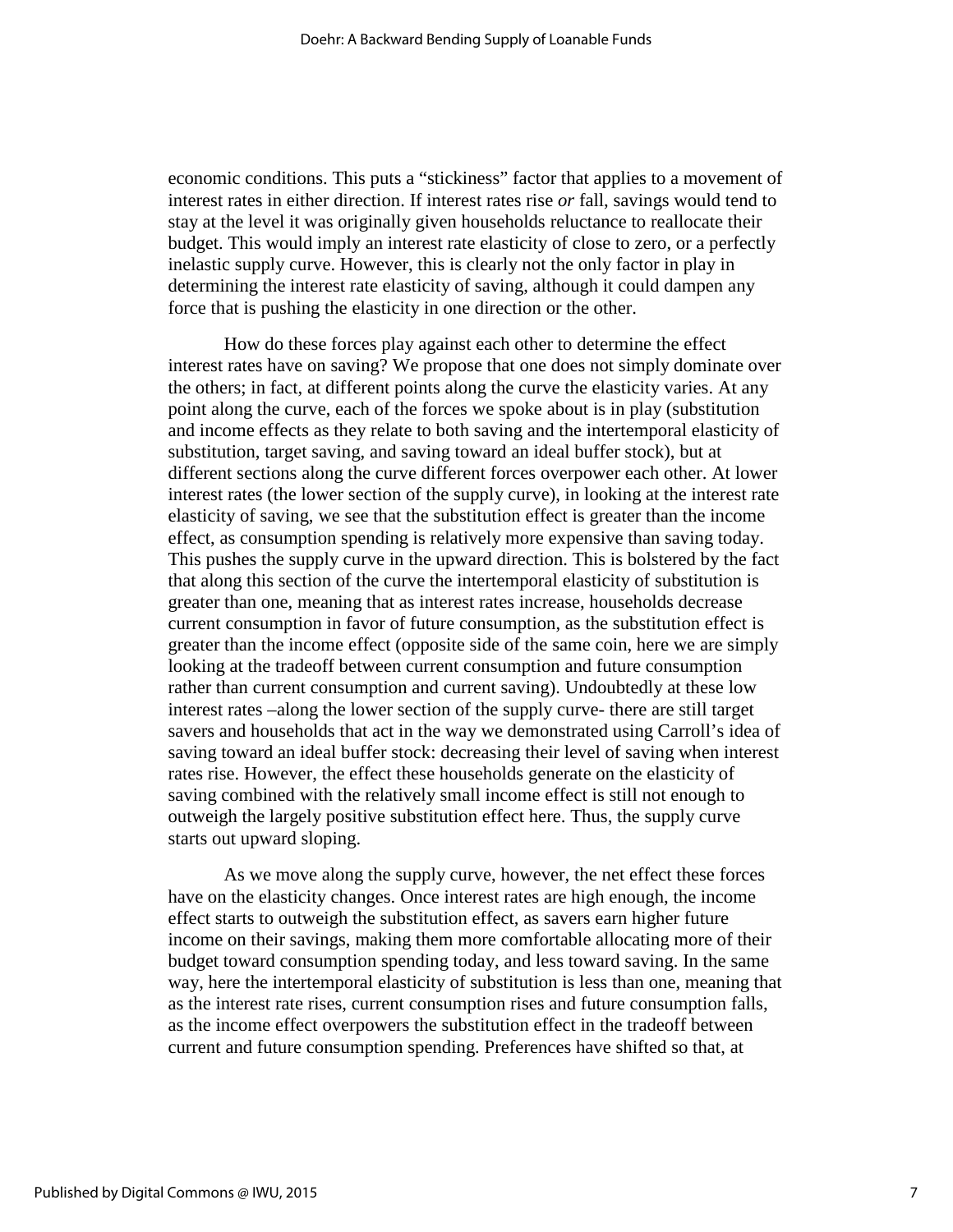economic conditions. This puts a "stickiness" factor that applies to a movement of interest rates in either direction. If interest rates rise *or* fall, savings would tend to stay at the level it was originally given households reluctance to reallocate their budget. This would imply an interest rate elasticity of close to zero, or a perfectly inelastic supply curve. However, this is clearly not the only factor in play in determining the interest rate elasticity of saving, although it could dampen any force that is pushing the elasticity in one direction or the other.

How do these forces play against each other to determine the effect interest rates have on saving? We propose that one does not simply dominate over the others; in fact, at different points along the curve the elasticity varies. At any point along the curve, each of the forces we spoke about is in play (substitution and income effects as they relate to both saving and the intertemporal elasticity of substitution, target saving, and saving toward an ideal buffer stock), but at different sections along the curve different forces overpower each other. At lower interest rates (the lower section of the supply curve), in looking at the interest rate elasticity of saving, we see that the substitution effect is greater than the income effect, as consumption spending is relatively more expensive than saving today. This pushes the supply curve in the upward direction. This is bolstered by the fact that along this section of the curve the intertemporal elasticity of substitution is greater than one, meaning that as interest rates increase, households decrease current consumption in favor of future consumption, as the substitution effect is greater than the income effect (opposite side of the same coin, here we are simply looking at the tradeoff between current consumption and future consumption rather than current consumption and current saving). Undoubtedly at these low interest rates –along the lower section of the supply curve- there are still target savers and households that act in the way we demonstrated using Carroll's idea of saving toward an ideal buffer stock: decreasing their level of saving when interest rates rise. However, the effect these households generate on the elasticity of saving combined with the relatively small income effect is still not enough to outweigh the largely positive substitution effect here. Thus, the supply curve starts out upward sloping.

As we move along the supply curve, however, the net effect these forces have on the elasticity changes. Once interest rates are high enough, the income effect starts to outweigh the substitution effect, as savers earn higher future income on their savings, making them more comfortable allocating more of their budget toward consumption spending today, and less toward saving. In the same way, here the intertemporal elasticity of substitution is less than one, meaning that as the interest rate rises, current consumption rises and future consumption falls, as the income effect overpowers the substitution effect in the tradeoff between current and future consumption spending. Preferences have shifted so that, at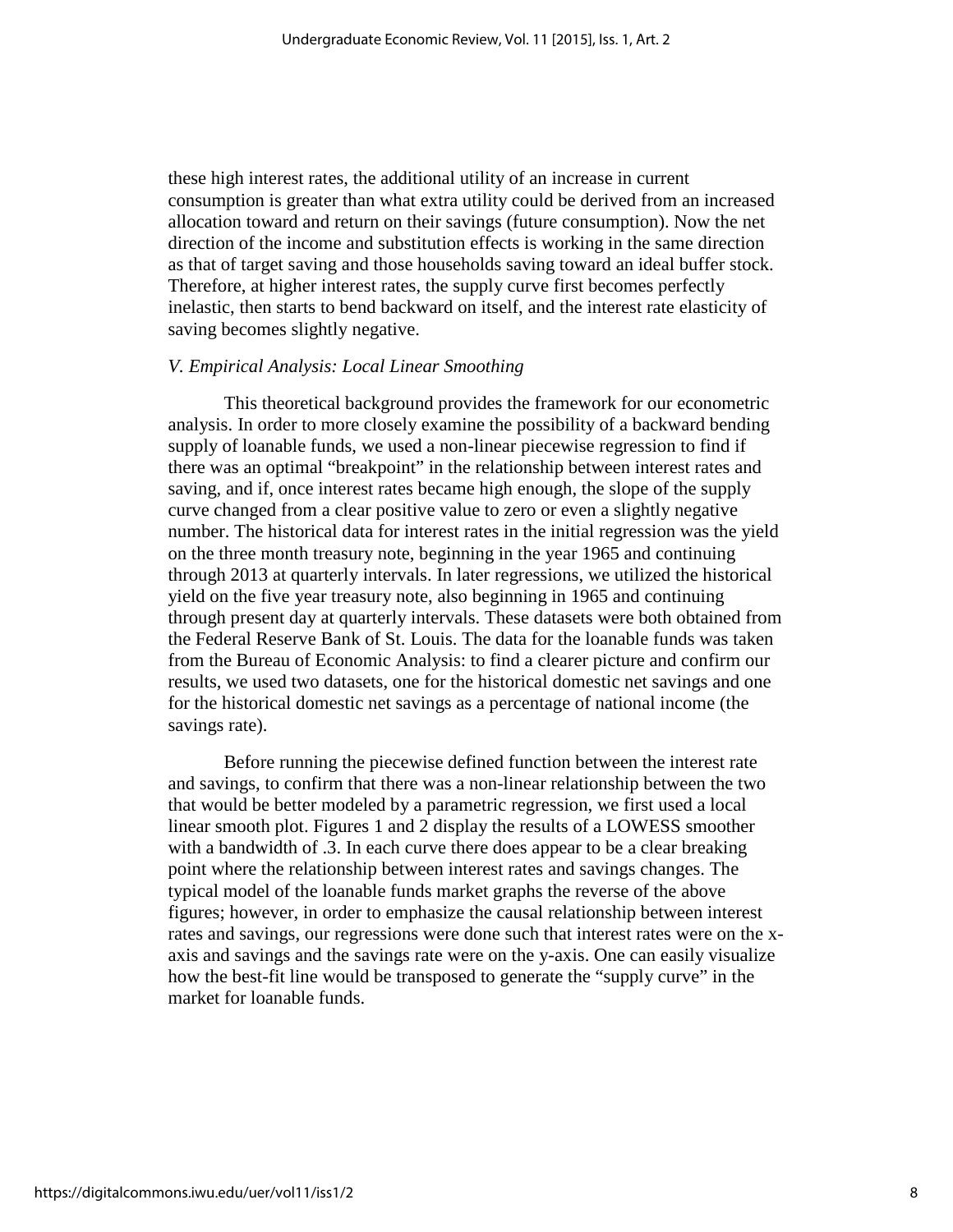these high interest rates, the additional utility of an increase in current consumption is greater than what extra utility could be derived from an increased allocation toward and return on their savings (future consumption). Now the net direction of the income and substitution effects is working in the same direction as that of target saving and those households saving toward an ideal buffer stock. Therefore, at higher interest rates, the supply curve first becomes perfectly inelastic, then starts to bend backward on itself, and the interest rate elasticity of saving becomes slightly negative.

*V. Empirical Analysis: Local Linear Smoothing*

This theoretical background provides the framework for our econometric analysis. In order to more closely examine the possibility of a backward bending supply of loanable funds, we used a non-linear piecewise regression to find if there was an optimal "breakpoint" in the relationship between interest rates and saving, and if, once interest rates became high enough, the slope of the supply curve changed from a clear positive value to zero or even a slightly negative number. The historical data for interest rates in the initial regression was the yield on the three month treasury note, beginning in the year 1965 and continuing through 2013 at quarterly intervals. In later regressions, we utilized the historical yield on the five year treasury note, also beginning in 1965 and continuing through present day at quarterly intervals. These datasets were both obtained from the Federal Reserve Bank of St. Louis. The data for the loanable funds was taken from the Bureau of Economic Analysis: to find a clearer picture and confirm our results, we used two datasets, one for the historical domestic net savings and one for the historical domestic net savings as a percentage of national income (the savings rate).

Before running the piecewise defined function between the interest rate and savings, to confirm that there was a non-linear relationship between the two that would be better modeled by a parametric regression, we first used a local linear smooth plot. Figures 1 and 2 display the results of a LOWESS smoother with a bandwidth of .3. In each curve there does appear to be a clear breaking point where the relationship between interest rates and savings changes. The typical model of the loanable funds market graphs the reverse of the above figures; however, in order to emphasize the causal relationship between interest rates and savings, our regressions were done such that interest rates were on the x-axis and savings and the savings rate were on the y-axis. One can easily visualize how the best-fit line would be transposed to generate the "supply curve" in the market for loanable funds.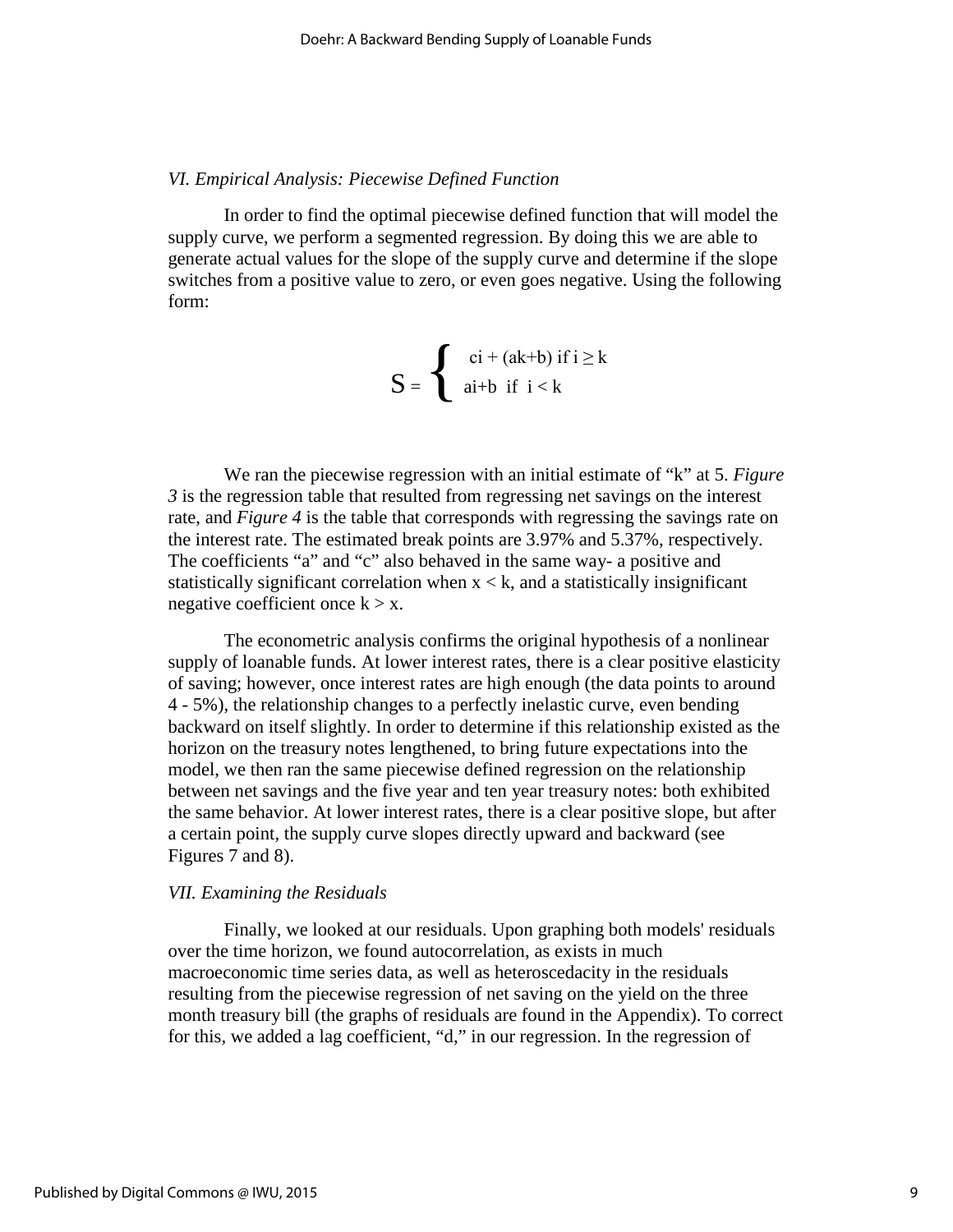### *VI. Empirical Analysis: Piecewise Defined Function*

In order to find the optimal piecewise defined function that will model the supply curve, we perform a segmented regression. By doing this we are able to generate actual values for the slope of the supply curve and determine if the slope switches from a positive value to zero, or even goes negative. Using the following form:

$$S = \begin{cases} ci + (ak+b) \text{ if } i \geq k \\ ai+b \text{ if } i < k \end{cases}$$

We ran the piecewise regression with an initial estimate of "k" at 5. *Figure 3* is the regression table that resulted from regressing net savings on the interest rate, and *Figure 4* is the table that corresponds with regressing the savings rate on the interest rate. The estimated break points are 3.97% and 5.37%, respectively. The coefficients "a" and "c" also behaved in the same way- a positive and statistically significant correlation when $x < k$, and a statistically insignificant negative coefficient once $k > x$.

The econometric analysis confirms the original hypothesis of a nonlinear supply of loanable funds. At lower interest rates, there is a clear positive elasticity of saving; however, once interest rates are high enough (the data points to around 4 - 5%), the relationship changes to a perfectly inelastic curve, even bending backward on itself slightly. In order to determine if this relationship existed as the horizon on the treasury notes lengthened, to bring future expectations into the model, we then ran the same piecewise defined regression on the relationship between net savings and the five year and ten year treasury notes: both exhibited the same behavior. At lower interest rates, there is a clear positive slope, but after a certain point, the supply curve slopes directly upward and backward (see Figures 7 and 8).

### *VII. Examining the Residuals*

Finally, we looked at our residuals. Upon graphing both models' residuals over the time horizon, we found autocorrelation, as exists in much macroeconomic time series data, as well as heteroscedacity in the residuals resulting from the piecewise regression of net saving on the yield on the three month treasury bill (the graphs of residuals are found in the Appendix). To correct for this, we added a lag coefficient, "d," in our regression. In the regression of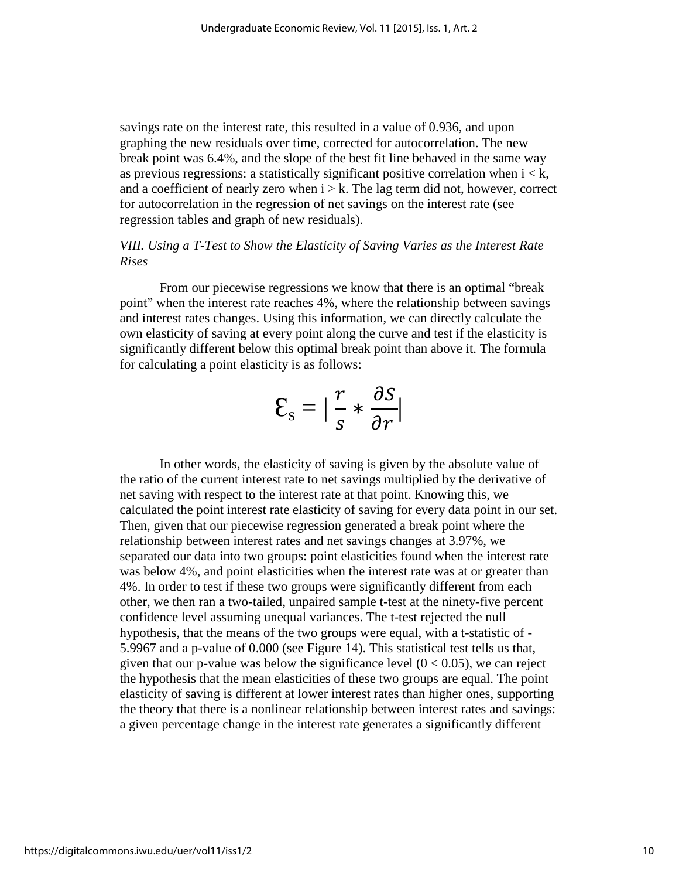savings rate on the interest rate, this resulted in a value of 0.936, and upon graphing the new residuals over time, corrected for autocorrelation. The new break point was 6.4%, and the slope of the best fit line behaved in the same way as previous regressions: a statistically significant positive correlation when $i < k$, and a coefficient of nearly zero when $i > k$. The lag term did not, however, correct for autocorrelation in the regression of net savings on the interest rate (see regression tables and graph of new residuals).

### *VIII. Using a T-Test to Show the Elasticity of Saving Varies as the Interest Rate Rises*

From our piecewise regressions we know that there is an optimal "break point" when the interest rate reaches 4%, where the relationship between savings and interest rates changes. Using this information, we can directly calculate the own elasticity of saving at every point along the curve and test if the elasticity is significantly different below this optimal break point than above it. The formula for calculating a point elasticity is as follows:

$$\mathcal{E}_s = \left| \frac{r}{s} * \frac{\partial S}{\partial r} \right|$$

In other words, the elasticity of saving is given by the absolute value of the ratio of the current interest rate to net savings multiplied by the derivative of net saving with respect to the interest rate at that point. Knowing this, we calculated the point interest rate elasticity of saving for every data point in our set. Then, given that our piecewise regression generated a break point where the relationship between interest rates and net savings changes at 3.97%, we separated our data into two groups: point elasticities found when the interest rate was below 4%, and point elasticities when the interest rate was at or greater than 4%. In order to test if these two groups were significantly different from each other, we then ran a two-tailed, unpaired sample t-test at the ninety-five percent confidence level assuming unequal variances. The t-test rejected the null hypothesis, that the means of the two groups were equal, with a t-statistic of -5.9967 and a p-value of 0.000 (see Figure 14). This statistical test tells us that, given that our p-value was below the significance level ($0 < 0.05$), we can reject the hypothesis that the mean elasticities of these two groups are equal. The point elasticity of saving is different at lower interest rates than higher ones, supporting the theory that there is a nonlinear relationship between interest rates and savings: a given percentage change in the interest rate generates a significantly different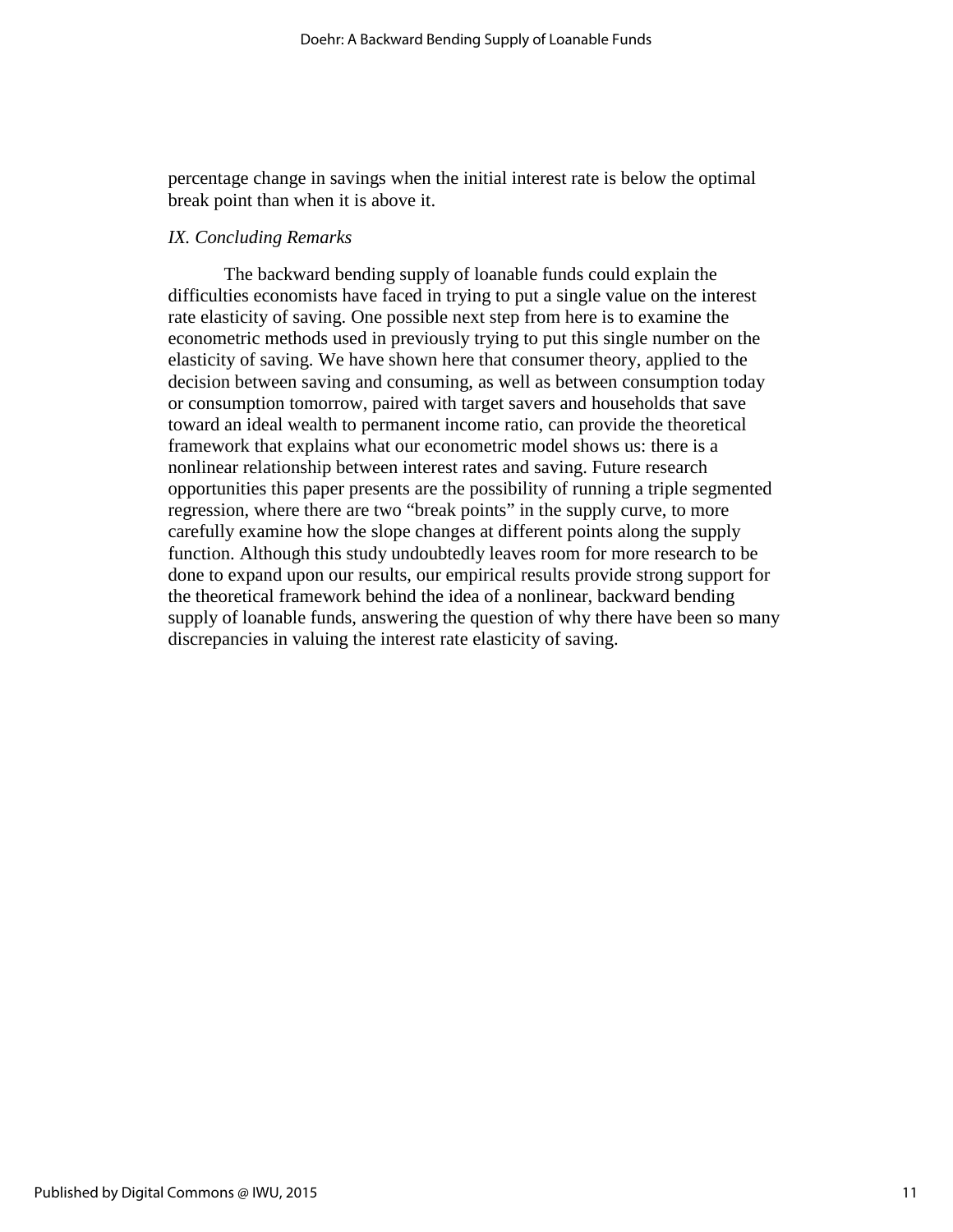percentage change in savings when the initial interest rate is below the optimal break point than when it is above it.

*IX. Concluding Remarks*

The backward bending supply of loanable funds could explain the difficulties economists have faced in trying to put a single value on the interest rate elasticity of saving. One possible next step from here is to examine the econometric methods used in previously trying to put this single number on the elasticity of saving. We have shown here that consumer theory, applied to the decision between saving and consuming, as well as between consumption today or consumption tomorrow, paired with target savers and households that save toward an ideal wealth to permanent income ratio, can provide the theoretical framework that explains what our econometric model shows us: there is a nonlinear relationship between interest rates and saving. Future research opportunities this paper presents are the possibility of running a triple segmented regression, where there are two "break points" in the supply curve, to more carefully examine how the slope changes at different points along the supply function. Although this study undoubtedly leaves room for more research to be done to expand upon our results, our empirical results provide strong support for the theoretical framework behind the idea of a nonlinear, backward bending supply of loanable funds, answering the question of why there have been so many discrepancies in valuing the interest rate elasticity of saving.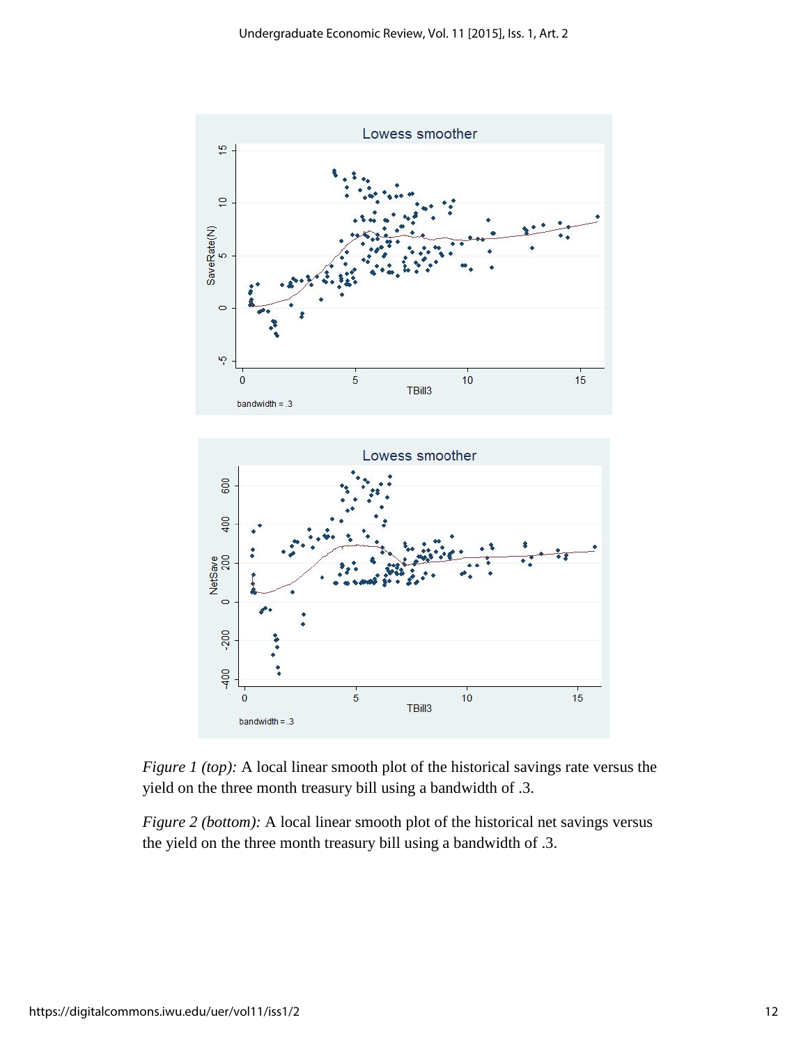*Figure 1 (top):* A local linear smooth plot of the historical savings rate versus the yield on the three month treasury bill using a bandwidth of .3.

*Figure 2 (bottom):* A local linear smooth plot of the historical net savings versus the yield on the three month treasury bill using a bandwidth of .3.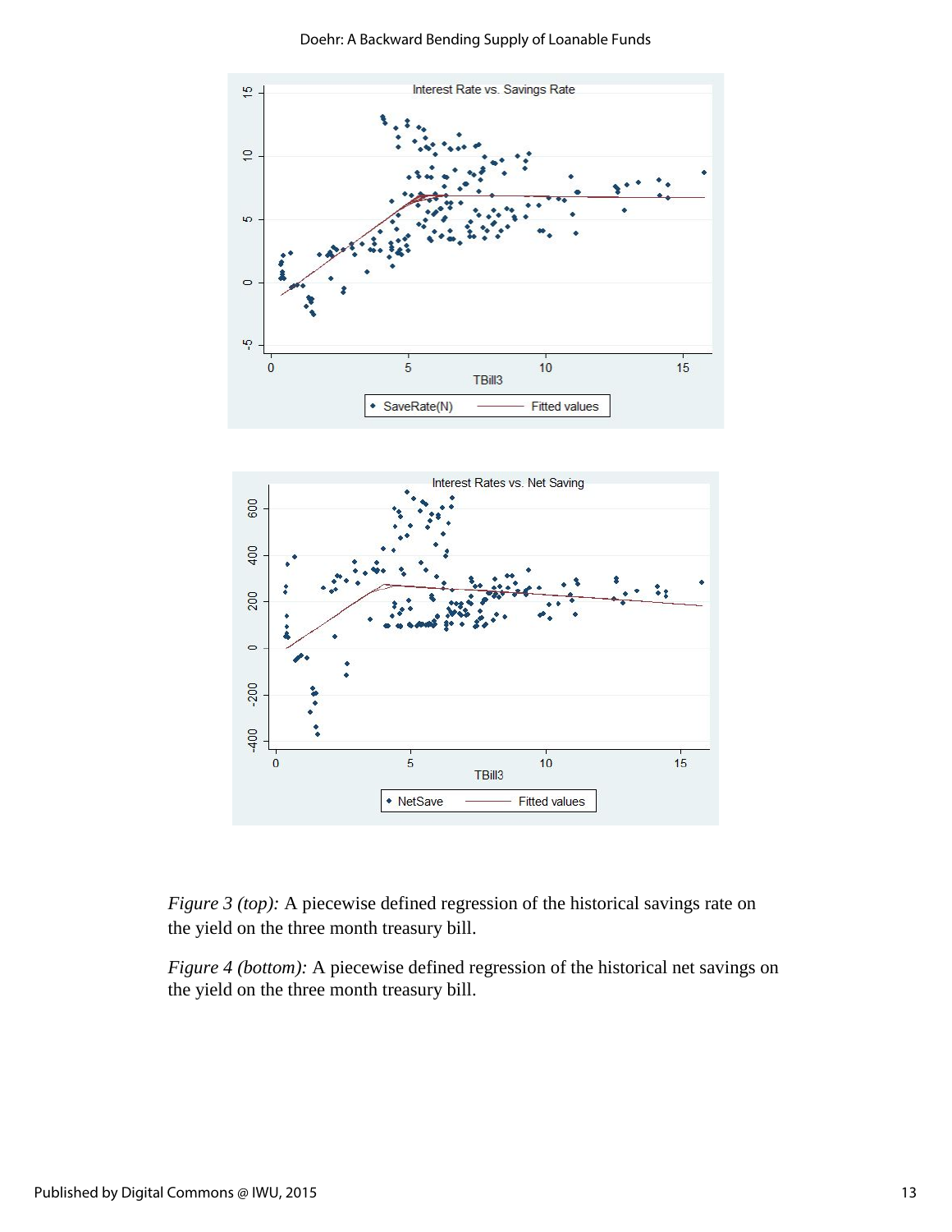*Figure 3 (top):* A piecewise defined regression of the historical savings rate on the yield on the three month treasury bill.

*Figure 4 (bottom):* A piecewise defined regression of the historical net savings on the yield on the three month treasury bill.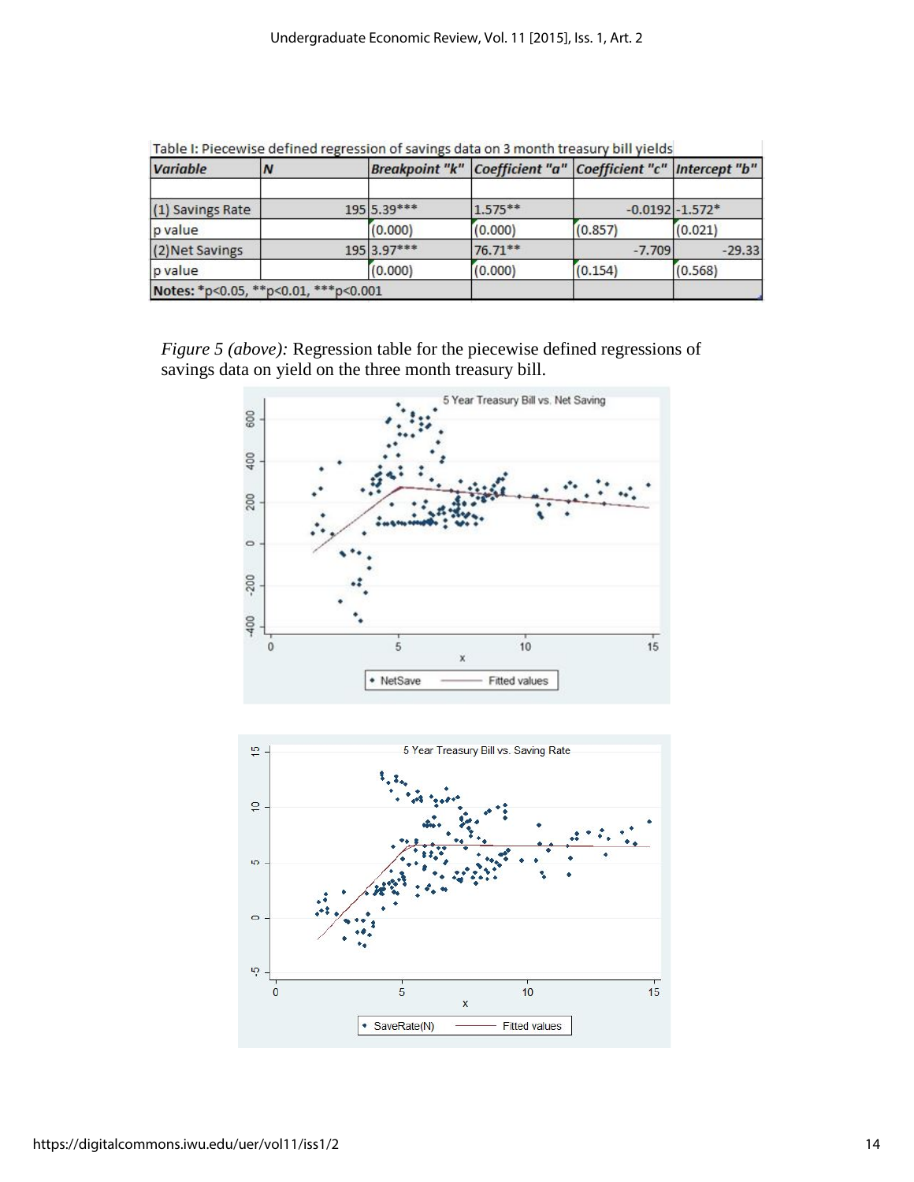Table I: Piecewise defined regression of savings data on 3 month treasury bill yields

| Variable | N | Breakpoint "k" | Coefficient "a" | Coefficient "c" | Intercept "b" |
|---|---|---|---|---|---|
| | | | | | |
| (1) Savings Rate | 195 | 5.39*** | 1.575** | -0.0192 | -1.572* |
| p value | | (0.000) | (0.000) | (0.857) | (0.021) |
| (2)Net Savings | 195 | 3.97*** | 76.71** | -7.709 | -29.33 |
| p value | | (0.000) | (0.000) | (0.154) | (0.568) |
| Notes: *p<0.05, **p<0.01, ***p<0.001 | | | | | |

*Figure 5 (above):* Regression table for the piecewise defined regressions of savings data on yield on the three month treasury bill.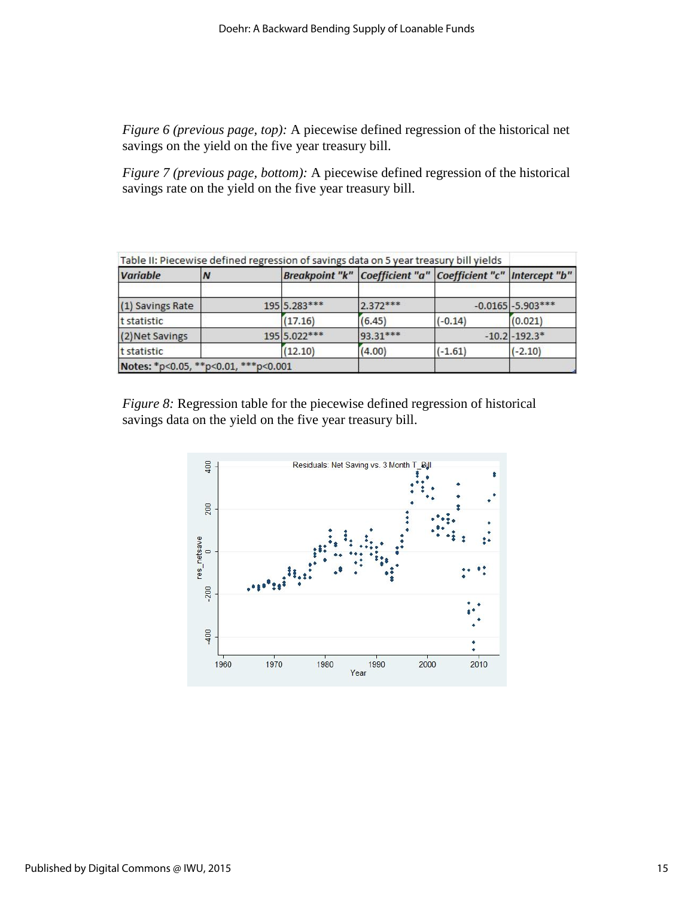*Figure 6 (previous page, top):* A piecewise defined regression of the historical net savings on the yield on the five year treasury bill.

*Figure 7 (previous page, bottom):* A piecewise defined regression of the historical savings rate on the yield on the five year treasury bill.

Table II: Piecewise defined regression of savings data on 5 year treasury bill yields

| Variable | N | Breakpoint "k" | Coefficient "a" | Coefficient "c" | Intercept "b" |
|---|---|---|---|---|---|
| | | | | | |
| (1) Savings Rate | 195 | 5.283*** | 2.372*** | -0.0165 | -5.903*** |
| t statistic | | (17.16) | (6.45) | (-0.14) | (0.021) |
| (2)Net Savings | 195 | 5.022*** | 93.31*** | -10.2 | -192.3* |
| t statistic | | (12.10) | (4.00) | (-1.61) | (-2.10) |
| Notes: *p<0.05, **p<0.01, ***p<0.001 | | | | | |

*Figure 8:* Regression table for the piecewise defined regression of historical savings data on the yield on the five year treasury bill.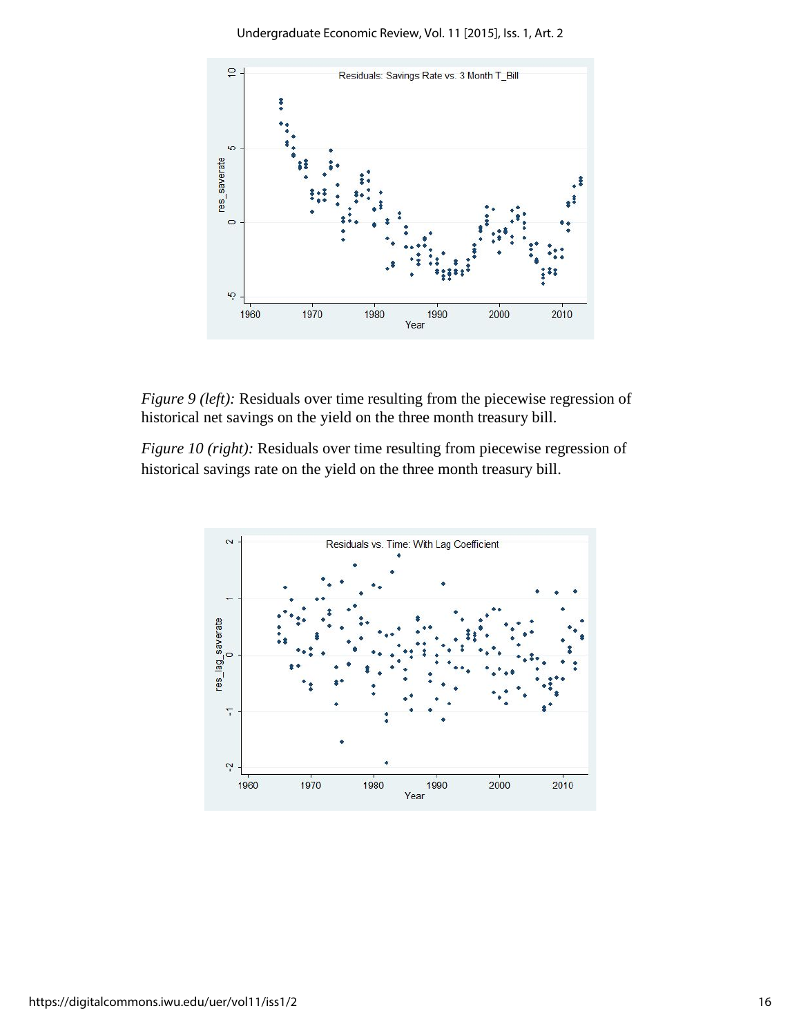*Figure 9 (left):* Residuals over time resulting from the piecewise regression of historical net savings on the yield on the three month treasury bill.

*Figure 10 (right):* Residuals over time resulting from piecewise regression of historical savings rate on the yield on the three month treasury bill.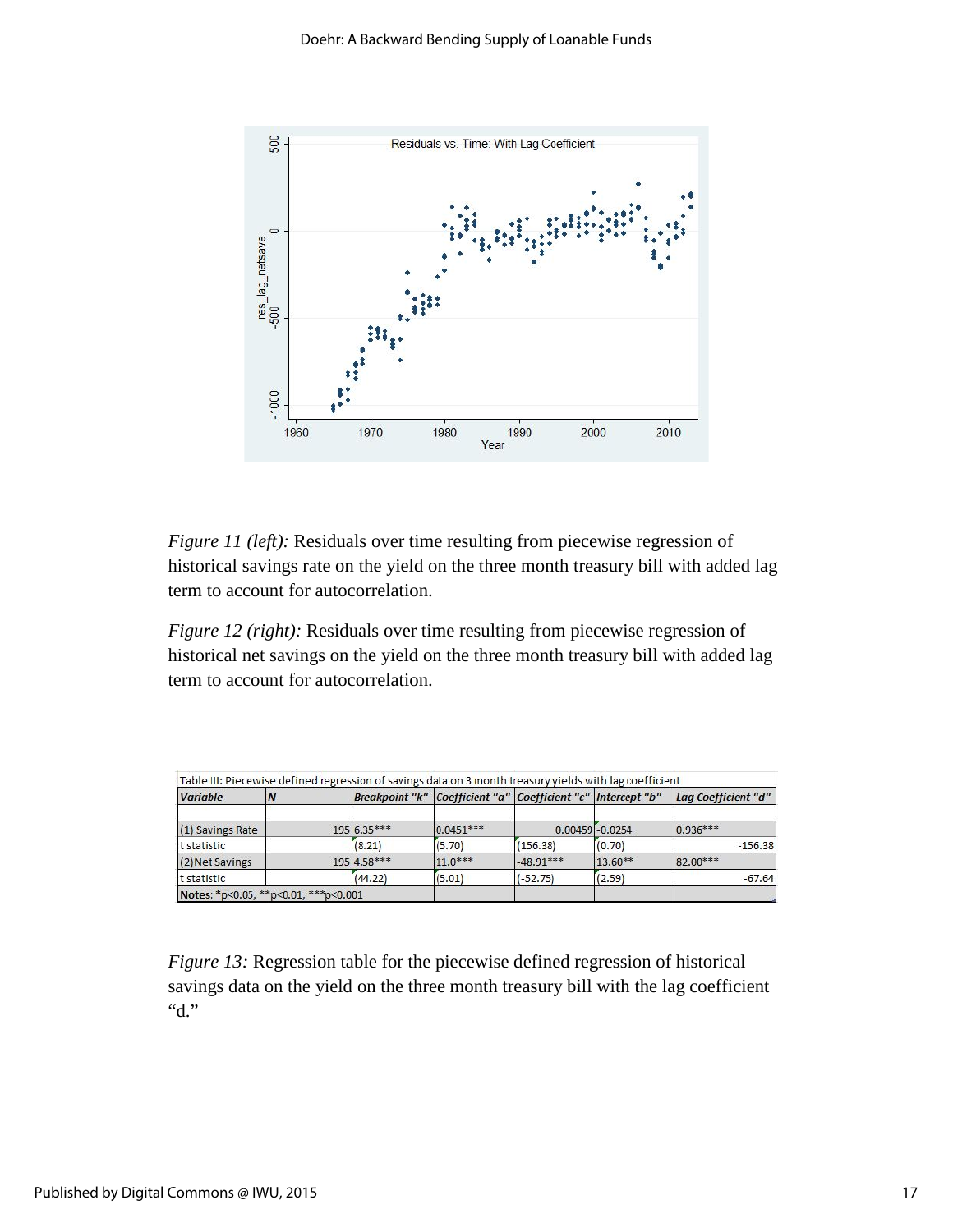*Figure 11 (left):* Residuals over time resulting from piecewise regression of historical savings rate on the yield on the three month treasury bill with added lag term to account for autocorrelation.

*Figure 12 (right):* Residuals over time resulting from piecewise regression of historical net savings on the yield on the three month treasury bill with added lag term to account for autocorrelation.

Table III: Piecewise defined regression of savings data on 3 month treasury yields with lag coefficient

| *Variable* | *N* | *Breakpoint "k"* | *Coefficient "a"* | *Coefficient "c"* | *Intercept "b"* | *Lag Coefficient "d"* |
|---|---|---|---|---|---|---|
| | | | | | | |
| (1) Savings Rate | 195 | 6.35*** | 0.0451*** | 0.00459 | -0.0254 | 0.936*** |
| t statistic | | (8.21) | (5.70) | (156.38) | (0.70) | -156.38 |
| (2)Net Savings | 195 | 4.58*** | 11.0*** | -48.91*** | 13.60** | 82.00*** |
| t statistic | | (44.22) | (5.01) | (-52.75) | (2.59) | -67.64 |
| **Notes**: *p<0.05, **p<0.01, ***p<0.001 | | | | | | |

*Figure 13:* Regression table for the piecewise defined regression of historical savings data on the yield on the three month treasury bill with the lag coefficient "d."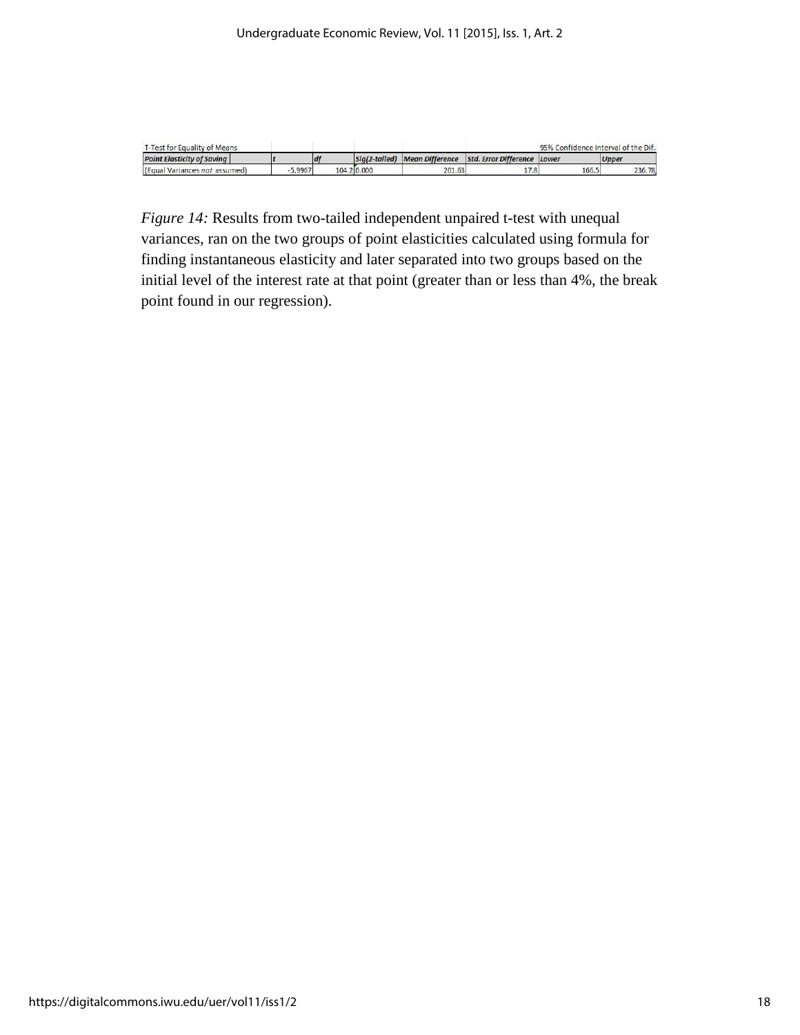| T-Test for Equality of Means | | | | | | 95% Confidence Interval of the Dif. | |
|---|---|---|---|---|---|---|---|
| *Point Elasticity of Saving* | *t* | *df* | *Sig(2-tailed)* | *Mean Difference* | *Std. Error Difference* | *Lower* | *Upper* |
| (Equal Variances *not* assumed) | -5.9967 | 104.2 | 0.000 | 201.63 | 17.8 | 166.5 | 236.78 |

*Figure 14:* Results from two-tailed independent unpaired t-test with unequal variances, ran on the two groups of point elasticities calculated using formula for finding instantaneous elasticity and later separated into two groups based on the initial level of the interest rate at that point (greater than or less than 4%, the break point found in our regression).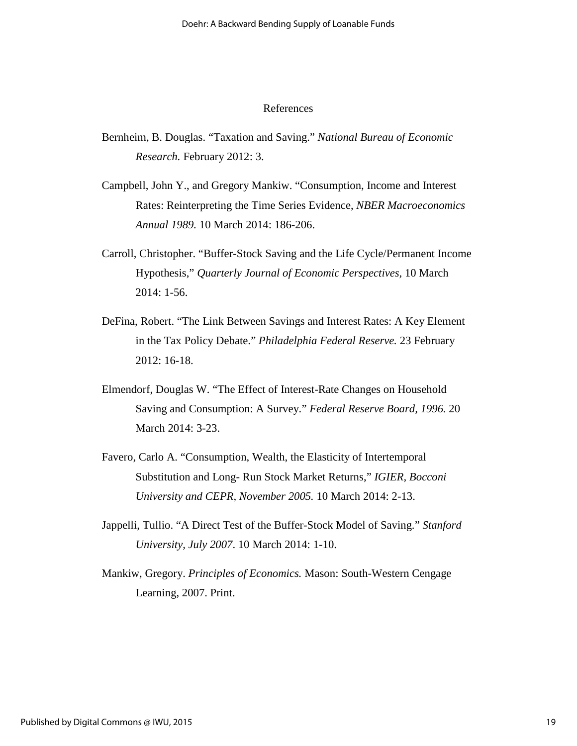## References

Bernheim, B. Douglas. "Taxation and Saving." *National Bureau of Economic Research.* February 2012: 3.

Campbell, John Y., and Gregory Mankiw. "Consumption, Income and Interest Rates: Reinterpreting the Time Series Evidence, *NBER Macroeconomics Annual 1989.* 10 March 2014: 186-206.

Carroll, Christopher. "Buffer-Stock Saving and the Life Cycle/Permanent Income Hypothesis," *Quarterly Journal of Economic Perspectives,* 10 March 2014: 1-56.

DeFina, Robert. "The Link Between Savings and Interest Rates: A Key Element in the Tax Policy Debate." *Philadelphia Federal Reserve.* 23 February 2012: 16-18.

Elmendorf, Douglas W. "The Effect of Interest-Rate Changes on Household Saving and Consumption: A Survey." *Federal Reserve Board, 1996.* 20 March 2014: 3-23.

Favero, Carlo A. "Consumption, Wealth, the Elasticity of Intertemporal Substitution and Long- Run Stock Market Returns," *IGIER, Bocconi University and CEPR, November 2005.* 10 March 2014: 2-13.

Jappelli, Tullio. "A Direct Test of the Buffer-Stock Model of Saving." *Stanford University, July 2007*. 10 March 2014: 1-10.

Mankiw, Gregory. *Principles of Economics.* Mason: South-Western Cengage Learning, 2007. Print.